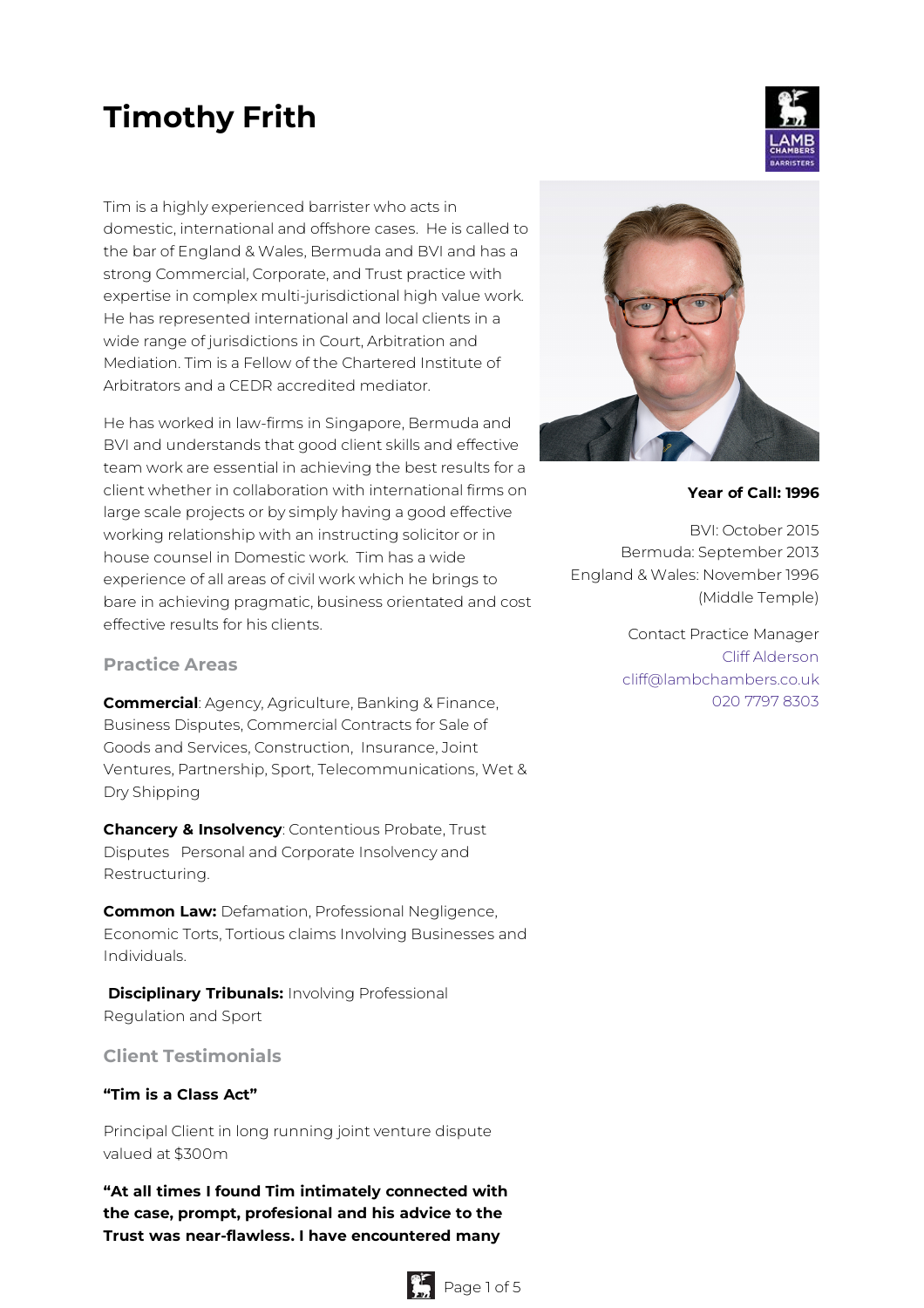# Timothy Frith

Tim is a highly experienced barrister who acts in domestic, international and offshore cases. He is called to the bar of England & Wales, Bermuda and BVI and has a strong Commercial, Corporate, and Trust practice with expertise in complex multi-jurisdictional high value work. He has represented international and local clients in a wide range of jurisdictions in Court, Arbitration and Mediation. Tim is a Fellow of the Chartered Institute of Arbitrators and a CEDR accredited mediator.

He has worked in law-firms in Singapore, Bermuda and BVI and understands that good client skills and effective team work are essential in achieving the best results for a client whether in collaboration with international firms on large scale projects or by simply having a good effective working relationship with an instructing solicitor or in house counsel in Domestic work. Tim has a wide experience of all areas of civil work which he brings to bare in achieving pragmatic, business orientated and cost effective results for his clients.

**Year of Call: 1996**

BVI: October 2015
Bermuda: September 2013
England & Wales: November 1996 (Middle Temple)

Contact Practice Manager
Cliff Alderson
cliff@lambchambers.co.uk
020 7797 8303

## Practice Areas

**Commercial**: Agency, Agriculture, Banking & Finance, Business Disputes, Commercial Contracts for Sale of Goods and Services, Construction, Insurance, Joint Ventures, Partnership, Sport, Telecommunications, Wet & Dry Shipping

**Chancery & Insolvency**: Contentious Probate, Trust Disputes Personal and Corporate Insolvency and Restructuring.

**Common Law:** Defamation, Professional Negligence, Economic Torts, Tortious claims Involving Businesses and Individuals.

**Disciplinary Tribunals:** Involving Professional Regulation and Sport

## Client Testimonials

**"Tim is a Class Act"**

Principal Client in long running joint venture dispute valued at $300m

**"At all times I found Tim intimately connected with the case, prompt, profesional and his advice to the Trust was near-flawless. I have encountered many**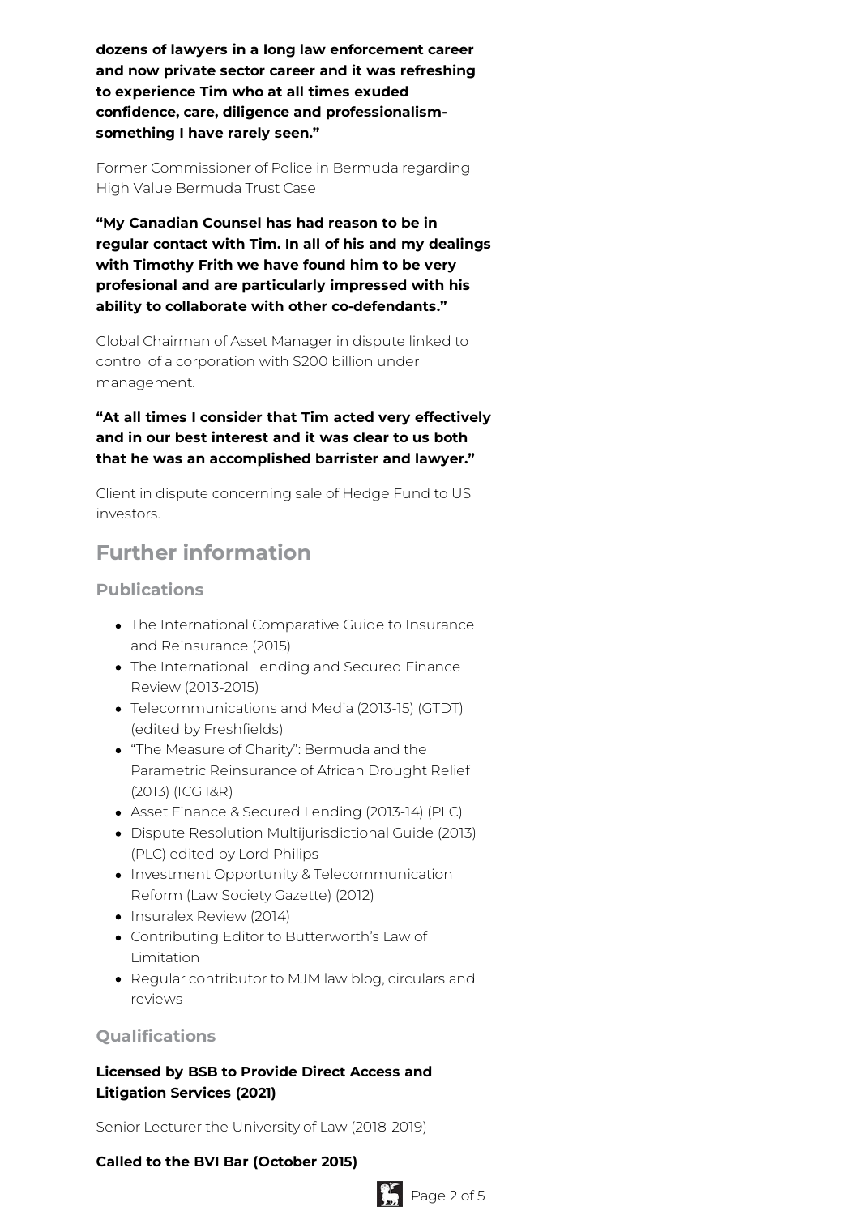**dozens of lawyers in a long law enforcement career and now private sector career and it was refreshing to experience Tim who at all times exuded confidence, care, diligence and professionalism- something I have rarely seen."**

Former Commissioner of Police in Bermuda regarding High Value Bermuda Trust Case

**"My Canadian Counsel has had reason to be in regular contact with Tim. In all of his and my dealings with Timothy Frith we have found him to be very profesional and are particularly impressed with his ability to collaborate with other co-defendants."**

Global Chairman of Asset Manager in dispute linked to control of a corporation with $200 billion under management.

**"At all times I consider that Tim acted very effectively and in our best interest and it was clear to us both that he was an accomplished barrister and lawyer."**

Client in dispute concerning sale of Hedge Fund to US investors.

## Further information

### Publications

- The International Comparative Guide to Insurance and Reinsurance (2015)
- The International Lending and Secured Finance Review (2013-2015)
- Telecommunications and Media (2013-15) (GTDT) (edited by Freshfields)
- "The Measure of Charity": Bermuda and the Parametric Reinsurance of African Drought Relief (2013) (ICG I&R)
- Asset Finance & Secured Lending (2013-14) (PLC)
- Dispute Resolution Multijurisdictional Guide (2013) (PLC) edited by Lord Philips
- Investment Opportunity & Telecommunication Reform (Law Society Gazette) (2012)
- Insuralex Review (2014)
- Contributing Editor to Butterworth's Law of Limitation
- Regular contributor to MJM law blog, circulars and reviews

### Qualifications

**Licensed by BSB to Provide Direct Access and Litigation Services (2021)**

Senior Lecturer the University of Law (2018-2019)

**Called to the BVI Bar (October 2015)**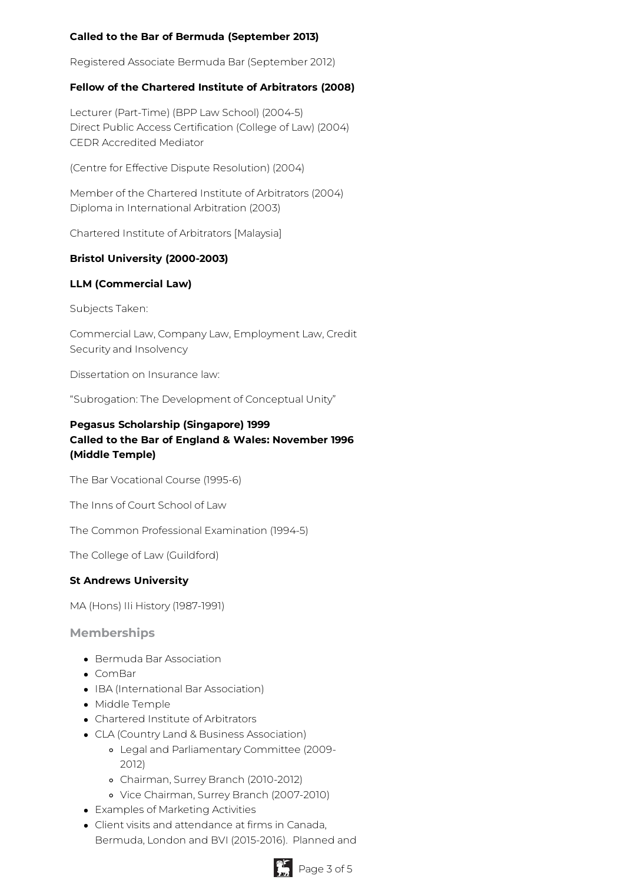**Called to the Bar of Bermuda (September 2013)**

Registered Associate Bermuda Bar (September 2012)

**Fellow of the Chartered Institute of Arbitrators (2008)**

Lecturer (Part-Time) (BPP Law School) (2004-5)
Direct Public Access Certification (College of Law) (2004)
CEDR Accredited Mediator

(Centre for Effective Dispute Resolution) (2004)

Member of the Chartered Institute of Arbitrators (2004)
Diploma in International Arbitration (2003)

Chartered Institute of Arbitrators [Malaysia]

**Bristol University (2000-2003)**

**LLM (Commercial Law)**

Subjects Taken:

Commercial Law, Company Law, Employment Law, Credit Security and Insolvency

Dissertation on Insurance law:

"Subrogation: The Development of Conceptual Unity"

**Pegasus Scholarship (Singapore) 1999**
**Called to the Bar of England & Wales: November 1996 (Middle Temple)**

The Bar Vocational Course (1995-6)

The Inns of Court School of Law

The Common Professional Examination (1994-5)

The College of Law (Guildford)

**St Andrews University**

MA (Hons) IIi History (1987-1991)

## Memberships

- Bermuda Bar Association
- ComBar
- IBA (International Bar Association)
- Middle Temple
- Chartered Institute of Arbitrators
- CLA (Country Land & Business Association)
  - Legal and Parliamentary Committee (2009-2012)
  - Chairman, Surrey Branch (2010-2012)
  - Vice Chairman, Surrey Branch (2007-2010)
- Examples of Marketing Activities
- Client visits and attendance at firms in Canada, Bermuda, London and BVI (2015-2016). Planned and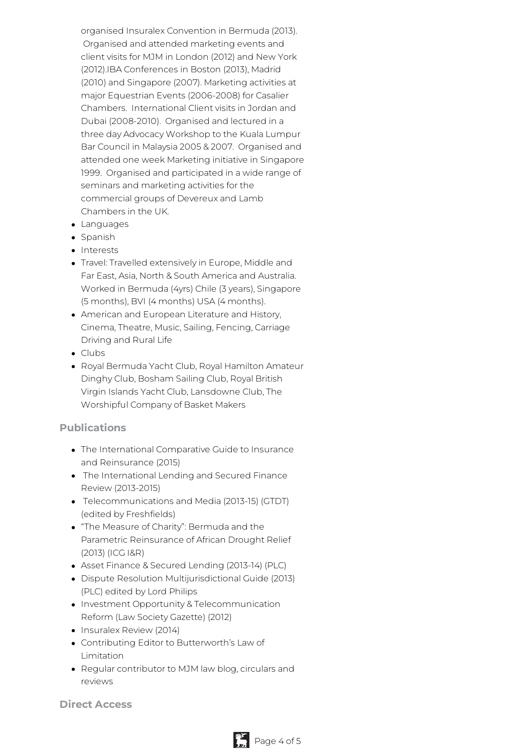organised Insuralex Convention in Bermuda (2013). Organised and attended marketing events and client visits for MJM in London (2012) and New York (2012).IBA Conferences in Boston (2013), Madrid (2010) and Singapore (2007). Marketing activities at major Equestrian Events (2006-2008) for Casalier Chambers. International Client visits in Jordan and Dubai (2008-2010). Organised and lectured in a three day Advocacy Workshop to the Kuala Lumpur Bar Council in Malaysia 2005 & 2007. Organised and attended one week Marketing initiative in Singapore 1999. Organised and participated in a wide range of seminars and marketing activities for the commercial groups of Devereux and Lamb Chambers in the UK.

- Languages
- Spanish
- Interests
- Travel: Travelled extensively in Europe, Middle and Far East, Asia, North & South America and Australia. Worked in Bermuda (4yrs) Chile (3 years), Singapore (5 months), BVI (4 months) USA (4 months).
- American and European Literature and History, Cinema, Theatre, Music, Sailing, Fencing, Carriage Driving and Rural Life
- Clubs
- Royal Bermuda Yacht Club, Royal Hamilton Amateur Dinghy Club, Bosham Sailing Club, Royal British Virgin Islands Yacht Club, Lansdowne Club, The Worshipful Company of Basket Makers

### Publications

- The International Comparative Guide to Insurance and Reinsurance (2015)
- The International Lending and Secured Finance Review (2013-2015)
- Telecommunications and Media (2013-15) (GTDT) (edited by Freshfields)
- "The Measure of Charity": Bermuda and the Parametric Reinsurance of African Drought Relief (2013) (ICG I&R)
- Asset Finance & Secured Lending (2013-14) (PLC)
- Dispute Resolution Multijurisdictional Guide (2013) (PLC) edited by Lord Philips
- Investment Opportunity & Telecommunication Reform (Law Society Gazette) (2012)
- Insuralex Review (2014)
- Contributing Editor to Butterworth's Law of Limitation
- Regular contributor to MJM law blog, circulars and reviews

### Direct Access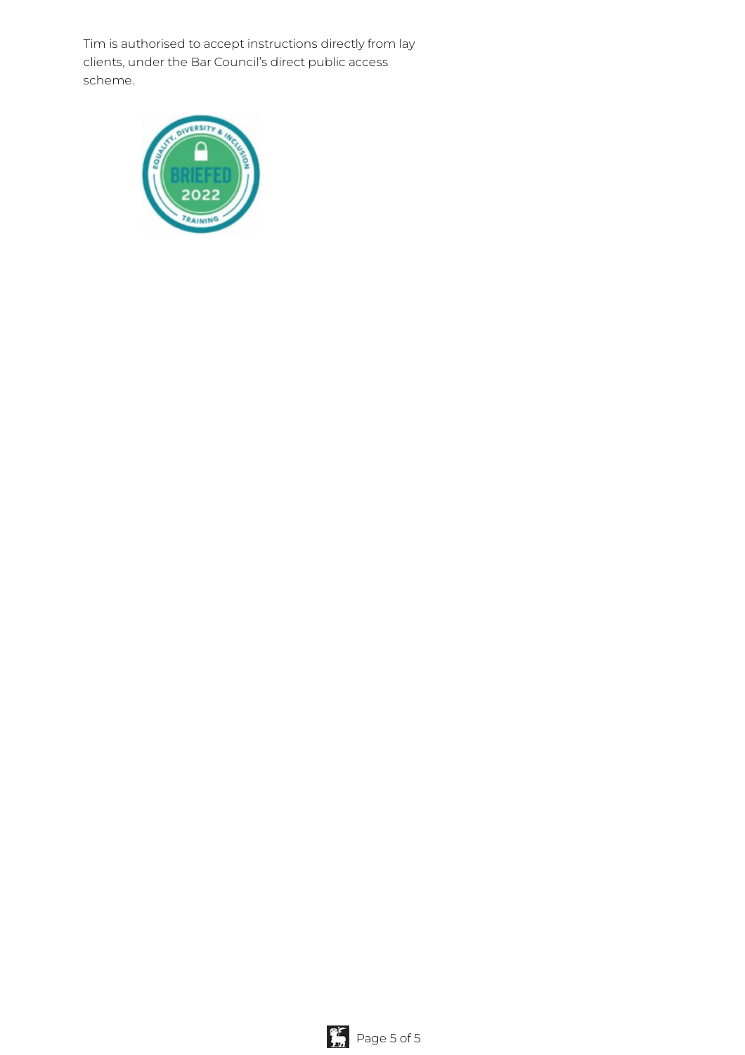Tim is authorised to accept instructions directly from lay clients, under the Bar Council's direct public access scheme.